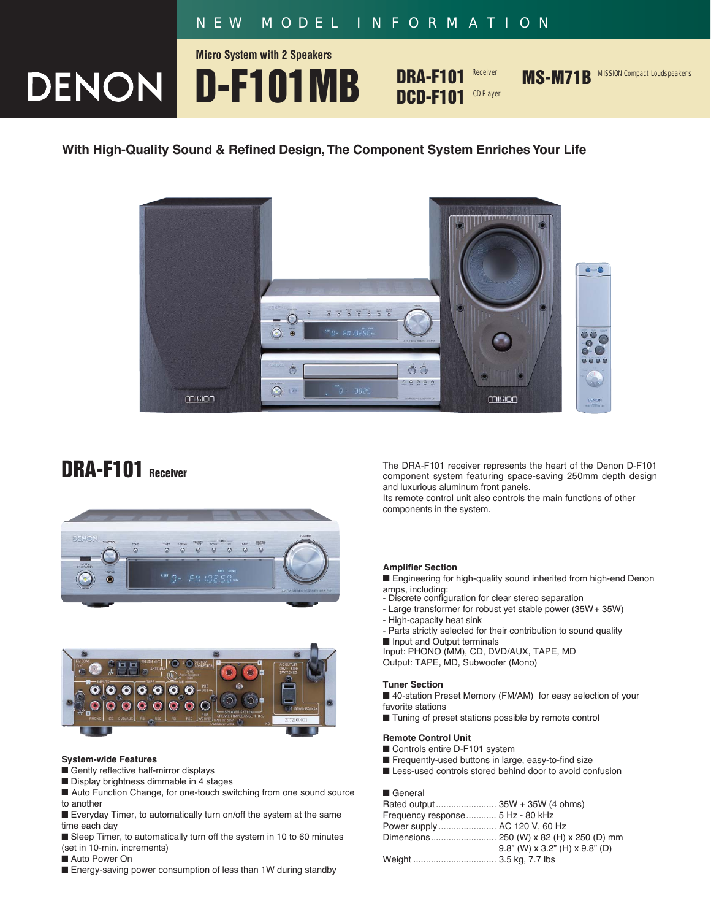NEW MODEL INFORMATION

# DENON

Micro System with 2 Speakers

# D-F101MB

**DRA-F101** Receiver
**DCD-F101** CD Player

**MS-M71B** MISSION Compact Loudspeakers

## With High-Quality Sound & Refined Design, The Component System Enriches Your Life

## DRA-F101 Receiver

The DRA-F101 receiver represents the heart of the Denon D-F101 component system featuring space-saving 250mm depth design and luxurious aluminum front panels.
Its remote control unit also controls the main functions of other components in the system.

### System-wide Features

- Gently reflective half-mirror displays
- Display brightness dimmable in 4 stages
- Auto Function Change, for one-touch switching from one sound source to another
- Everyday Timer, to automatically turn on/off the system at the same time each day
- Sleep Timer, to automatically turn off the system in 10 to 60 minutes (set in 10-min. increments)
- Auto Power On
- Energy-saving power consumption of less than 1W during standby

### Amplifier Section

- Engineering for high-quality sound inherited from high-end Denon amps, including:
  - Discrete configuration for clear stereo separation
  - Large transformer for robust yet stable power (35W+ 35W)
  - High-capacity heat sink
  - Parts strictly selected for their contribution to sound quality
- Input and Output terminals

Input: PHONO (MM), CD, DVD/AUX, TAPE, MD
Output: TAPE, MD, Subwoofer (Mono)

### Tuner Section

- 40-station Preset Memory (FM/AM) for easy selection of your favorite stations
- Tuning of preset stations possible by remote control

### Remote Control Unit

- Controls entire D-F101 system
- Frequently-used buttons in large, easy-to-find size
- Less-used controls stored behind door to avoid confusion

### General

Rated output........................ 35W + 35W (4 ohms)
Frequency response............ 5 Hz - 80 kHz
Power supply....................... AC 120 V, 60 Hz
Dimensions.......................... 250 (W) x 82 (H) x 250 (D) mm
9.8" (W) x 3.2" (H) x 9.8" (D)
Weight ................................ 3.5 kg, 7.7 lbs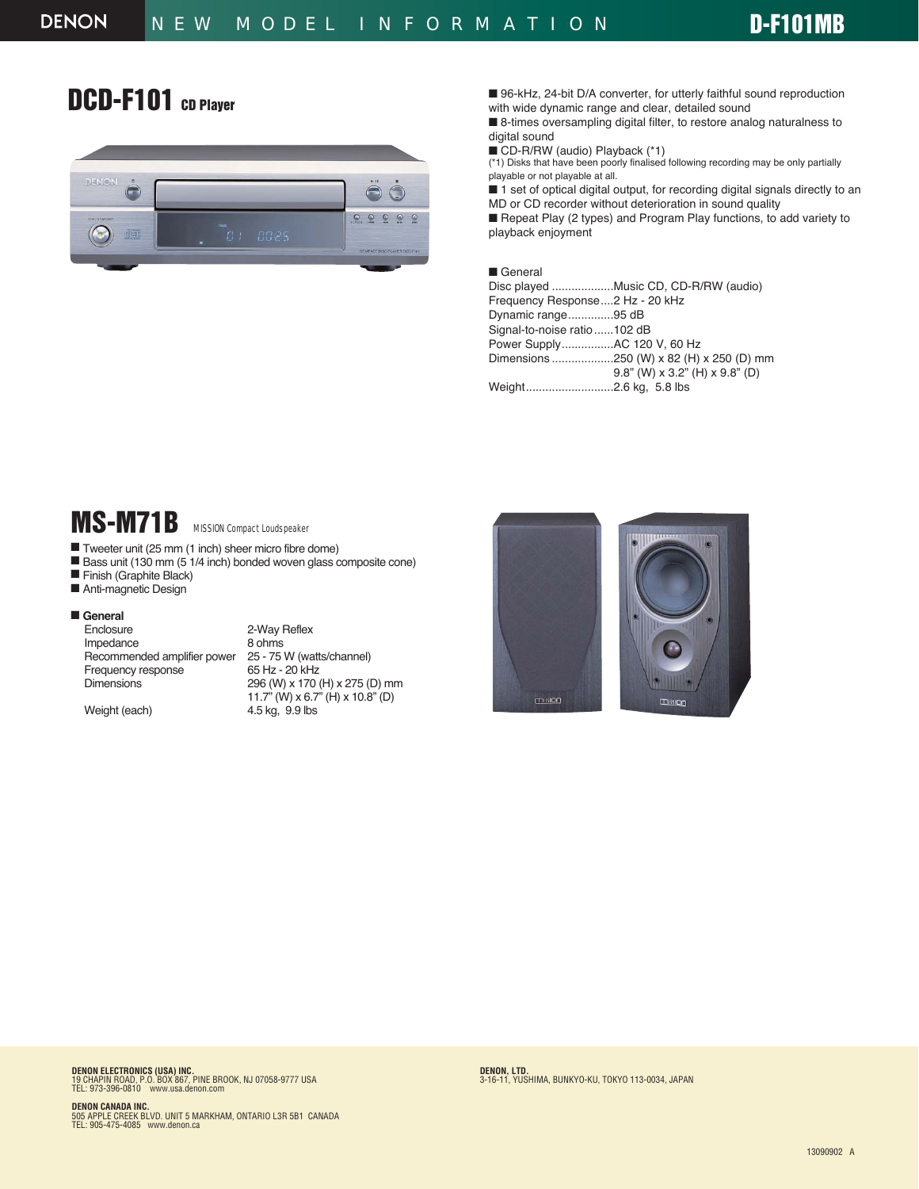# DCD-F101 CD Player

- 96-kHz, 24-bit D/A converter, for utterly faithful sound reproduction with wide dynamic range and clear, detailed sound
- 8-times oversampling digital filter, to restore analog naturalness to digital sound
- CD-R/RW (audio) Playback (*1)
  (*1) Disks that have been poorly finalised following recording may be only partially playable or not playable at all.
- 1 set of optical digital output, for recording digital signals directly to an MD or CD recorder without deterioration in sound quality
- Repeat Play (2 types) and Program Play functions, to add variety to playback enjoyment

■ General

| | |
|---|---|
| Disc played | Music CD, CD-R/RW (audio) |
| Frequency Response | 2 Hz - 20 kHz |
| Dynamic range | 95 dB |
| Signal-to-noise ratio | 102 dB |
| Power Supply | AC 120 V, 60 Hz |
| Dimensions | 250 (W) x 82 (H) x 250 (D) mm<br>9.8" (W) x 3.2" (H) x 9.8" (D) |
| Weight | 2.6 kg, 5.8 lbs |

# MS-M71B MISSION Compact Loudspeaker

- Tweeter unit (25 mm (1 inch) sheer micro fibre dome)
- Bass unit (130 mm (5 1/4 inch) bonded woven glass composite cone)
- Finish (Graphite Black)
- Anti-magnetic Design

**■ General**

| | |
|---|---|
| Enclosure | 2-Way Reflex |
| Impedance | 8 ohms |
| Recommended amplifier power | 25 - 75 W (watts/channel) |
| Frequency response | 65 Hz - 20 kHz |
| Dimensions | 296 (W) x 170 (H) x 275 (D) mm<br>11.7" (W) x 6.7" (H) x 10.8" (D) |
| Weight (each) | 4.5 kg, 9.9 lbs |

**DENON ELECTRONICS (USA) INC.**
19 CHAPIN ROAD, P.O. BOX 867, PINE BROOK, NJ 07058-9777 USA
TEL: 973-396-0810 www.usa.denon.com

**DENON CANADA INC.**
505 APPLE CREEK BLVD. UNIT 5 MARKHAM, ONTARIO L3R 5B1 CANADA
TEL: 905-475-4085 www.denon.ca

**DENON, LTD.**
3-16-11, YUSHIMA, BUNKYO-KU, TOKYO 113-0034, JAPAN

13090902 A